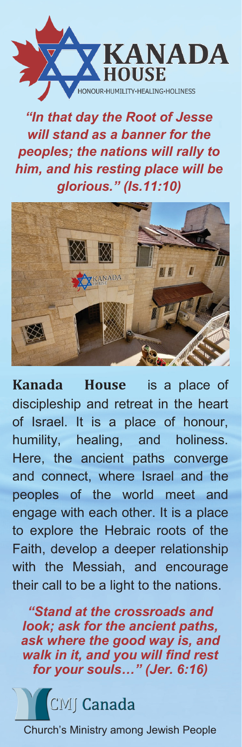# KANADA HOUSE

HONOUR·HUMILITY·HEALING·HOLINESS

***"In that day the Root of Jesse will stand as a banner for the peoples; the nations will rally to him, and his resting place will be glorious." (Is.11:10)***

**Kanada House** is a place of discipleship and retreat in the heart of Israel. It is a place of honour, humility, healing, and holiness. Here, the ancient paths converge and connect, where Israel and the peoples of the world meet and engage with each other. It is a place to explore the Hebraic roots of the Faith, develop a deeper relationship with the Messiah, and encourage their call to be a light to the nations.

***"Stand at the crossroads and look; ask for the ancient paths, ask where the good way is, and walk in it, and you will find rest for your souls…" (Jer. 6:16)***

CMJ Canada

Church's Ministry among Jewish People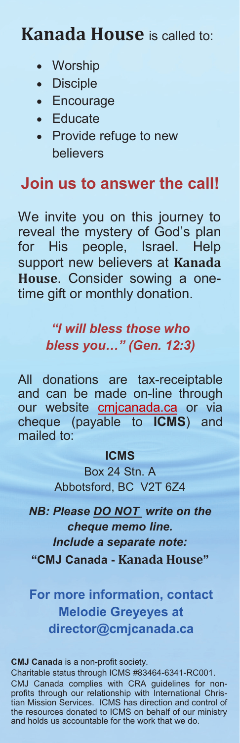## **Kanada House** is called to:

- Worship
- Disciple
- Encourage
- Educate
- Provide refuge to new believers

## Join us to answer the call!

We invite you on this journey to reveal the mystery of God's plan for His people, Israel. Help support new believers at **Kanada House**. Consider sowing a one-time gift or monthly donation.

***"I will bless those who bless you…" (Gen. 12:3)***

All donations are tax-receiptable and can be made on-line through our website cmjcanada.ca or via cheque (payable to **ICMS**) and mailed to:

**ICMS**
Box 24 Stn. A
Abbotsford, BC V2T 6Z4

***NB: Please DO NOT write on the cheque memo line.***
***Include a separate note:***
**"CMJ Canada - Kanada House"**

**For more information, contact Melodie Greyeyes at director@cmjcanada.ca**

**CMJ Canada** is a non-profit society.
Charitable status through ICMS #83464-6341-RC001.
CMJ Canada complies with CRA guidelines for non-profits through our relationship with International Christian Mission Services. ICMS has direction and control of the resources donated to ICMS on behalf of our ministry and holds us accountable for the work that we do.